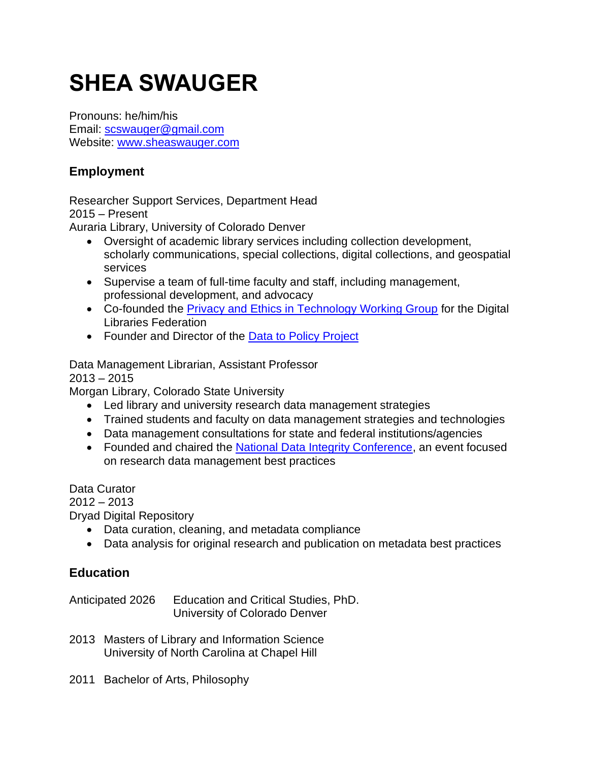# SHEA SWAUGER

Pronouns: he/him/his
Email: [scswauger@gmail.com](mailto:scswauger@gmail.com)
Website: [www.sheaswauger.com](http://www.sheaswauger.com)

## Employment

Researcher Support Services, Department Head
2015 – Present
Auraria Library, University of Colorado Denver

- Oversight of academic library services including collection development, scholarly communications, special collections, digital collections, and geospatial services
- Supervise a team of full-time faculty and staff, including management, professional development, and advocacy
- Co-founded the [Privacy and Ethics in Technology Working Group]() for the Digital Libraries Federation
- Founder and Director of the [Data to Policy Project]()

Data Management Librarian, Assistant Professor
2013 – 2015
Morgan Library, Colorado State University

- Led library and university research data management strategies
- Trained students and faculty on data management strategies and technologies
- Data management consultations for state and federal institutions/agencies
- Founded and chaired the [National Data Integrity Conference](), an event focused on research data management best practices

Data Curator
2012 – 2013
Dryad Digital Repository

- Data curation, cleaning, and metadata compliance
- Data analysis for original research and publication on metadata best practices

## Education

Anticipated 2026 Education and Critical Studies, PhD.
University of Colorado Denver

2013 Masters of Library and Information Science
University of North Carolina at Chapel Hill

2011 Bachelor of Arts, Philosophy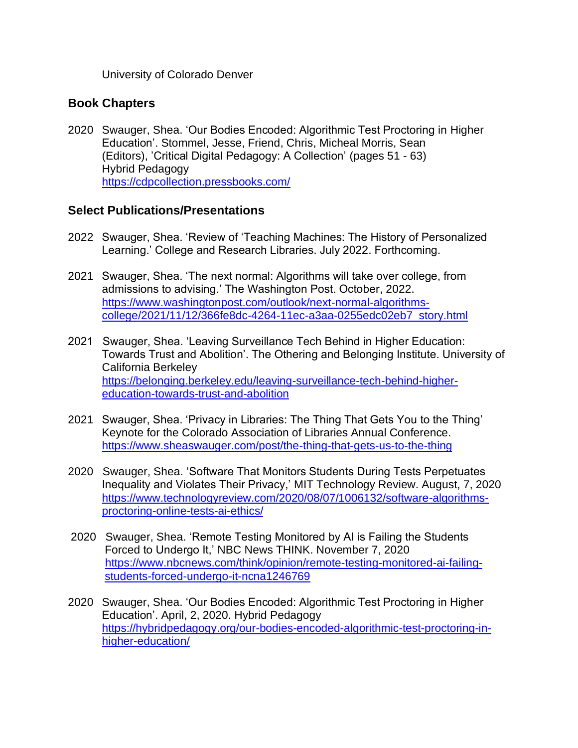University of Colorado Denver

## Book Chapters

2020 Swauger, Shea. 'Our Bodies Encoded: Algorithmic Test Proctoring in Higher Education'. Stommel, Jesse, Friend, Chris, Micheal Morris, Sean (Editors), 'Critical Digital Pedagogy: A Collection' (pages 51 - 63) Hybrid Pedagogy https://cdpcollection.pressbooks.com/

## Select Publications/Presentations

2022 Swauger, Shea. 'Review of 'Teaching Machines: The History of Personalized Learning.' College and Research Libraries. July 2022. Forthcoming.

2021 Swauger, Shea. 'The next normal: Algorithms will take over college, from admissions to advising.' The Washington Post. October, 2022. https://www.washingtonpost.com/outlook/next-normal-algorithms-college/2021/11/12/366fe8dc-4264-11ec-a3aa-0255edc02eb7_story.html

2021 Swauger, Shea. 'Leaving Surveillance Tech Behind in Higher Education: Towards Trust and Abolition'. The Othering and Belonging Institute. University of California Berkeley https://belonging.berkeley.edu/leaving-surveillance-tech-behind-higher-education-towards-trust-and-abolition

2021 Swauger, Shea. 'Privacy in Libraries: The Thing That Gets You to the Thing' Keynote for the Colorado Association of Libraries Annual Conference. https://www.sheaswauger.com/post/the-thing-that-gets-us-to-the-thing

2020 Swauger, Shea. 'Software That Monitors Students During Tests Perpetuates Inequality and Violates Their Privacy,' MIT Technology Review. August, 7, 2020 https://www.technologyreview.com/2020/08/07/1006132/software-algorithms-proctoring-online-tests-ai-ethics/

2020 Swauger, Shea. 'Remote Testing Monitored by AI is Failing the Students Forced to Undergo It,' NBC News THINK. November 7, 2020 https://www.nbcnews.com/think/opinion/remote-testing-monitored-ai-failing-students-forced-undergo-it-ncna1246769

2020 Swauger, Shea. 'Our Bodies Encoded: Algorithmic Test Proctoring in Higher Education'. April, 2, 2020. Hybrid Pedagogy https://hybridpedagogy.org/our-bodies-encoded-algorithmic-test-proctoring-in-higher-education/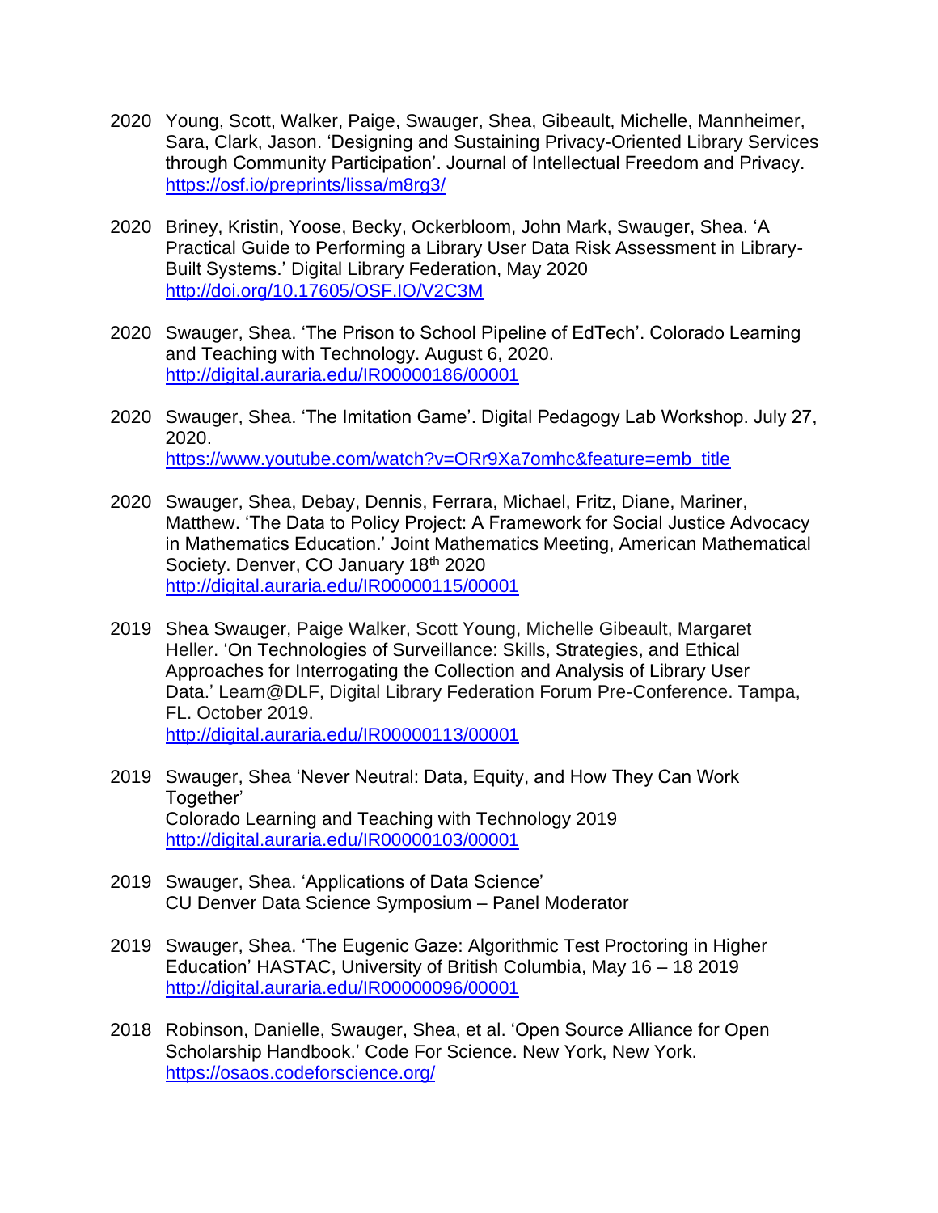2020 Young, Scott, Walker, Paige, Swauger, Shea, Gibeault, Michelle, Mannheimer, Sara, Clark, Jason. 'Designing and Sustaining Privacy-Oriented Library Services through Community Participation'. Journal of Intellectual Freedom and Privacy. https://osf.io/preprints/lissa/m8rg3/

2020 Briney, Kristin, Yoose, Becky, Ockerbloom, John Mark, Swauger, Shea. 'A Practical Guide to Performing a Library User Data Risk Assessment in Library-Built Systems.' Digital Library Federation, May 2020 http://doi.org/10.17605/OSF.IO/V2C3M

2020 Swauger, Shea. 'The Prison to School Pipeline of EdTech'. Colorado Learning and Teaching with Technology. August 6, 2020. http://digital.auraria.edu/IR00000186/00001

2020 Swauger, Shea. 'The Imitation Game'. Digital Pedagogy Lab Workshop. July 27, 2020. https://www.youtube.com/watch?v=ORr9Xa7omhc&feature=emb_title

2020 Swauger, Shea, Debay, Dennis, Ferrara, Michael, Fritz, Diane, Mariner, Matthew. 'The Data to Policy Project: A Framework for Social Justice Advocacy in Mathematics Education.' Joint Mathematics Meeting, American Mathematical Society. Denver, CO January 18th 2020 http://digital.auraria.edu/IR00000115/00001

2019 Shea Swauger, Paige Walker, Scott Young, Michelle Gibeault, Margaret Heller. 'On Technologies of Surveillance: Skills, Strategies, and Ethical Approaches for Interrogating the Collection and Analysis of Library User Data.' Learn@DLF, Digital Library Federation Forum Pre-Conference. Tampa, FL. October 2019. http://digital.auraria.edu/IR00000113/00001

2019 Swauger, Shea 'Never Neutral: Data, Equity, and How They Can Work Together'
Colorado Learning and Teaching with Technology 2019
http://digital.auraria.edu/IR00000103/00001

2019 Swauger, Shea. 'Applications of Data Science'
CU Denver Data Science Symposium – Panel Moderator

2019 Swauger, Shea. 'The Eugenic Gaze: Algorithmic Test Proctoring in Higher Education' HASTAC, University of British Columbia, May 16 – 18 2019 http://digital.auraria.edu/IR00000096/00001

2018 Robinson, Danielle, Swauger, Shea, et al. 'Open Source Alliance for Open Scholarship Handbook.' Code For Science. New York, New York. https://osaos.codeforscience.org/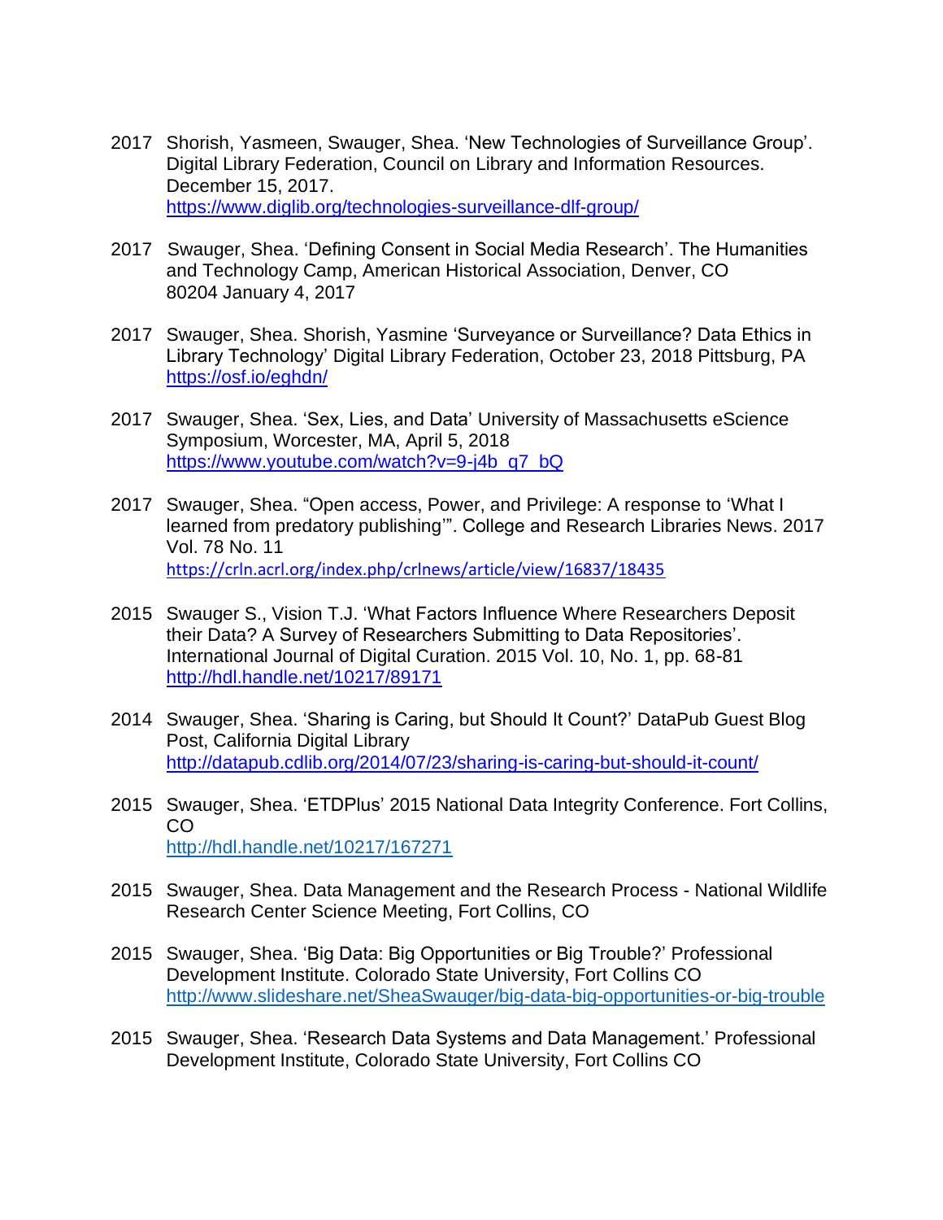2017 Shorish, Yasmeen, Swauger, Shea. 'New Technologies of Surveillance Group'. Digital Library Federation, Council on Library and Information Resources. December 15, 2017.
https://www.diglib.org/technologies-surveillance-dlf-group/

2017 Swauger, Shea. 'Defining Consent in Social Media Research'. The Humanities and Technology Camp, American Historical Association, Denver, CO 80204 January 4, 2017

2017 Swauger, Shea. Shorish, Yasmine 'Surveyance or Surveillance? Data Ethics in Library Technology' Digital Library Federation, October 23, 2018 Pittsburg, PA
https://osf.io/eghdn/

2017 Swauger, Shea. 'Sex, Lies, and Data' University of Massachusetts eScience Symposium, Worcester, MA, April 5, 2018
https://www.youtube.com/watch?v=9-j4b_q7_bQ

2017 Swauger, Shea. "Open access, Power, and Privilege: A response to 'What I learned from predatory publishing'". College and Research Libraries News. 2017 Vol. 78 No. 11
https://crln.acrl.org/index.php/crlnews/article/view/16837/18435

2015 Swauger S., Vision T.J. 'What Factors Influence Where Researchers Deposit their Data? A Survey of Researchers Submitting to Data Repositories'. International Journal of Digital Curation. 2015 Vol. 10, No. 1, pp. 68-81
http://hdl.handle.net/10217/89171

2014 Swauger, Shea. 'Sharing is Caring, but Should It Count?' DataPub Guest Blog Post, California Digital Library
http://datapub.cdlib.org/2014/07/23/sharing-is-caring-but-should-it-count/

2015 Swauger, Shea. 'ETDPlus' 2015 National Data Integrity Conference. Fort Collins, CO
http://hdl.handle.net/10217/167271

2015 Swauger, Shea. Data Management and the Research Process - National Wildlife Research Center Science Meeting, Fort Collins, CO

2015 Swauger, Shea. 'Big Data: Big Opportunities or Big Trouble?' Professional Development Institute. Colorado State University, Fort Collins CO
http://www.slideshare.net/SheaSwauger/big-data-big-opportunities-or-big-trouble

2015 Swauger, Shea. 'Research Data Systems and Data Management.' Professional Development Institute, Colorado State University, Fort Collins CO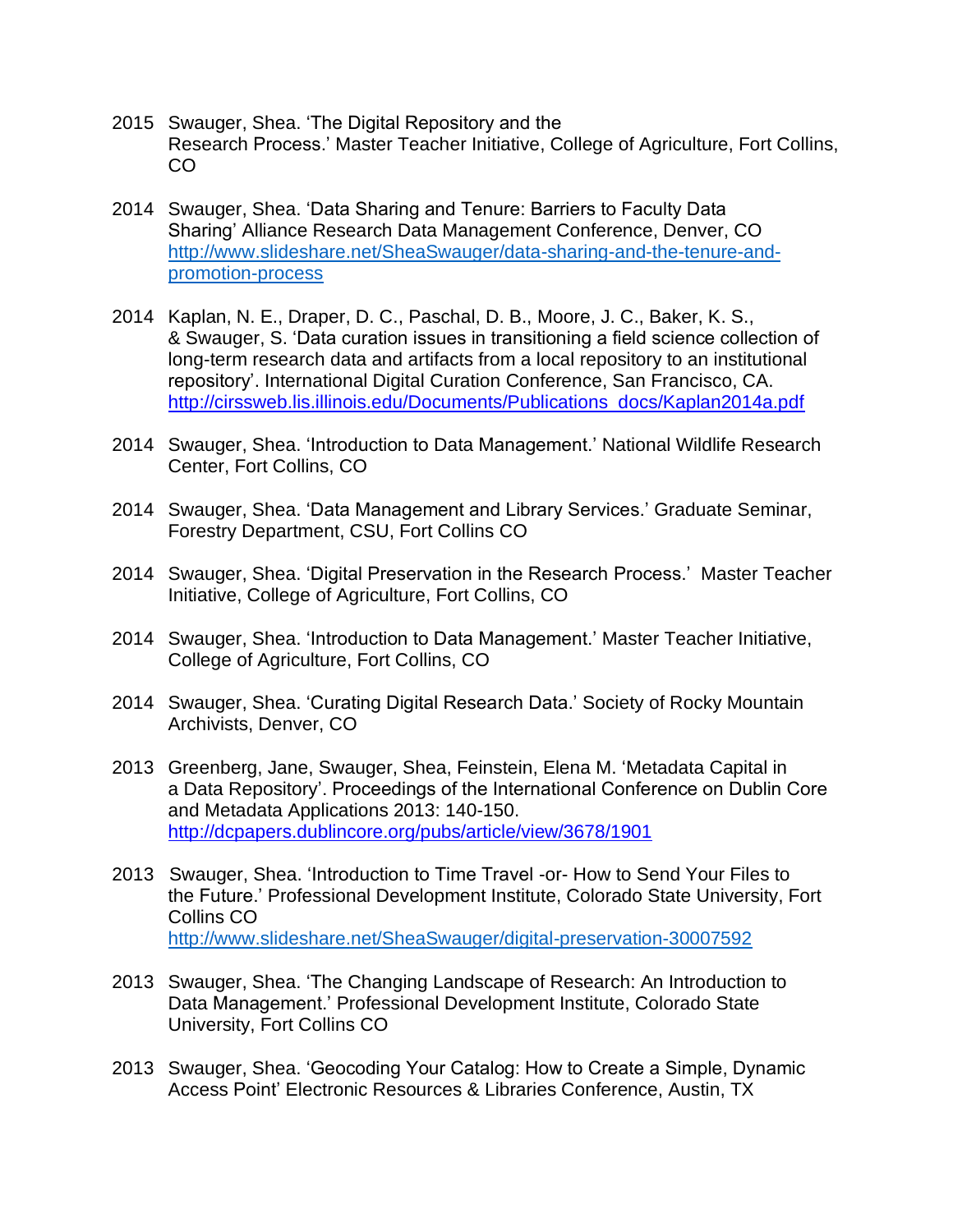2015 Swauger, Shea. ‘The Digital Repository and the Research Process.’ Master Teacher Initiative, College of Agriculture, Fort Collins, CO

2014 Swauger, Shea. ‘Data Sharing and Tenure: Barriers to Faculty Data Sharing’ Alliance Research Data Management Conference, Denver, CO http://www.slideshare.net/SheaSwauger/data-sharing-and-the-tenure-and-promotion-process

2014 Kaplan, N. E., Draper, D. C., Paschal, D. B., Moore, J. C., Baker, K. S., & Swauger, S. ‘Data curation issues in transitioning a field science collection of long-term research data and artifacts from a local repository to an institutional repository’. International Digital Curation Conference, San Francisco, CA. http://cirssweb.lis.illinois.edu/Documents/Publications_docs/Kaplan2014a.pdf

2014 Swauger, Shea. ‘Introduction to Data Management.’ National Wildlife Research Center, Fort Collins, CO

2014 Swauger, Shea. ‘Data Management and Library Services.’ Graduate Seminar, Forestry Department, CSU, Fort Collins CO

2014 Swauger, Shea. ‘Digital Preservation in the Research Process.’ Master Teacher Initiative, College of Agriculture, Fort Collins, CO

2014 Swauger, Shea. ‘Introduction to Data Management.’ Master Teacher Initiative, College of Agriculture, Fort Collins, CO

2014 Swauger, Shea. ‘Curating Digital Research Data.’ Society of Rocky Mountain Archivists, Denver, CO

2013 Greenberg, Jane, Swauger, Shea, Feinstein, Elena M. ‘Metadata Capital in a Data Repository’. Proceedings of the International Conference on Dublin Core and Metadata Applications 2013: 140-150. http://dcpapers.dublincore.org/pubs/article/view/3678/1901

2013 Swauger, Shea. ‘Introduction to Time Travel -or- How to Send Your Files to the Future.’ Professional Development Institute, Colorado State University, Fort Collins CO http://www.slideshare.net/SheaSwauger/digital-preservation-30007592

2013 Swauger, Shea. ‘The Changing Landscape of Research: An Introduction to Data Management.’ Professional Development Institute, Colorado State University, Fort Collins CO

2013 Swauger, Shea. ‘Geocoding Your Catalog: How to Create a Simple, Dynamic Access Point’ Electronic Resources & Libraries Conference, Austin, TX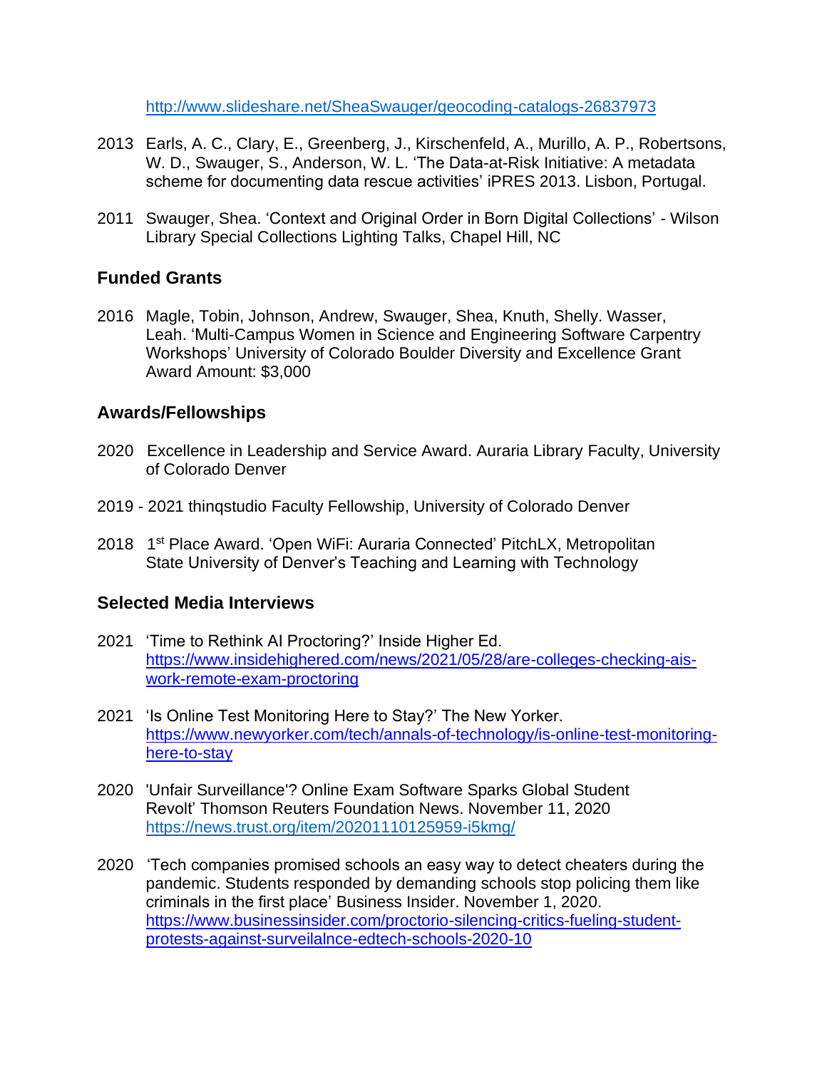http://www.slideshare.net/SheaSwauger/geocoding-catalogs-26837973

2013 Earls, A. C., Clary, E., Greenberg, J., Kirschenfeld, A., Murillo, A. P., Robertsons, W. D., Swauger, S., Anderson, W. L. 'The Data-at-Risk Initiative: A metadata scheme for documenting data rescue activities' iPRES 2013. Lisbon, Portugal.

2011 Swauger, Shea. 'Context and Original Order in Born Digital Collections' - Wilson Library Special Collections Lighting Talks, Chapel Hill, NC

## Funded Grants

2016 Magle, Tobin, Johnson, Andrew, Swauger, Shea, Knuth, Shelly. Wasser, Leah. 'Multi-Campus Women in Science and Engineering Software Carpentry Workshops' University of Colorado Boulder Diversity and Excellence Grant Award Amount: $3,000

## Awards/Fellowships

2020 Excellence in Leadership and Service Award. Auraria Library Faculty, University of Colorado Denver

2019 - 2021 thinqstudio Faculty Fellowship, University of Colorado Denver

2018 1st Place Award. 'Open WiFi: Auraria Connected' PitchLX, Metropolitan State University of Denver's Teaching and Learning with Technology

## Selected Media Interviews

2021 'Time to Rethink AI Proctoring?' Inside Higher Ed. https://www.insidehighered.com/news/2021/05/28/are-colleges-checking-ais-work-remote-exam-proctoring

2021 'Is Online Test Monitoring Here to Stay?' The New Yorker. https://www.newyorker.com/tech/annals-of-technology/is-online-test-monitoring-here-to-stay

2020 'Unfair Surveillance'? Online Exam Software Sparks Global Student Revolt' Thomson Reuters Foundation News. November 11, 2020 https://news.trust.org/item/20201110125959-i5kmg/

2020 'Tech companies promised schools an easy way to detect cheaters during the pandemic. Students responded by demanding schools stop policing them like criminals in the first place' Business Insider. November 1, 2020. https://www.businessinsider.com/proctorio-silencing-critics-fueling-student-protests-against-surveilalnce-edtech-schools-2020-10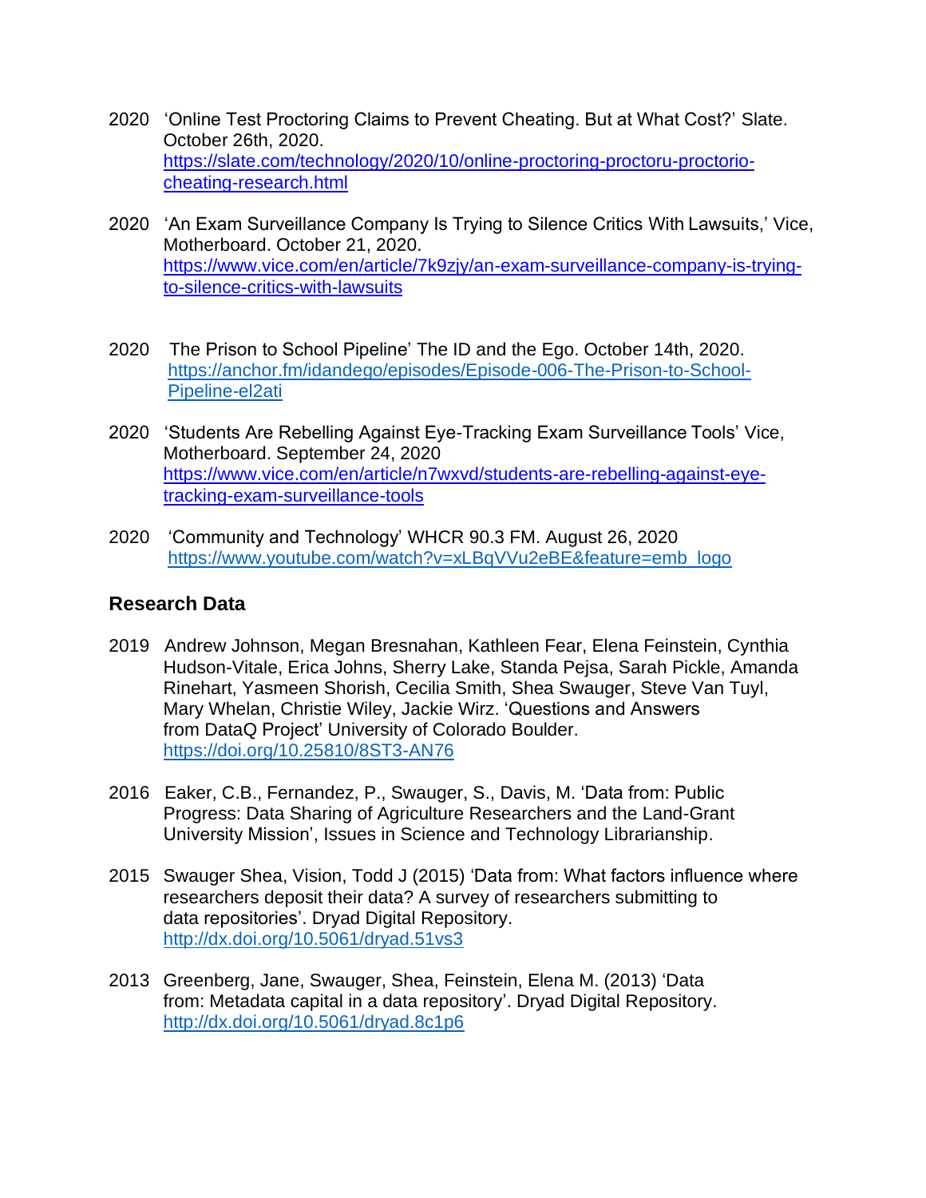2020 'Online Test Proctoring Claims to Prevent Cheating. But at What Cost?' Slate. October 26th, 2020. https://slate.com/technology/2020/10/online-proctoring-proctoru-proctorio-cheating-research.html

2020 'An Exam Surveillance Company Is Trying to Silence Critics With Lawsuits,' Vice, Motherboard. October 21, 2020. https://www.vice.com/en/article/7k9zjy/an-exam-surveillance-company-is-trying-to-silence-critics-with-lawsuits

2020 The Prison to School Pipeline' The ID and the Ego. October 14th, 2020. https://anchor.fm/idandego/episodes/Episode-006-The-Prison-to-School-Pipeline-el2ati

2020 'Students Are Rebelling Against Eye-Tracking Exam Surveillance Tools' Vice, Motherboard. September 24, 2020 https://www.vice.com/en/article/n7wxvd/students-are-rebelling-against-eye-tracking-exam-surveillance-tools

2020 'Community and Technology' WHCR 90.3 FM. August 26, 2020 https://www.youtube.com/watch?v=xLBqVVu2eBE&feature=emb_logo

## Research Data

2019 Andrew Johnson, Megan Bresnahan, Kathleen Fear, Elena Feinstein, Cynthia Hudson-Vitale, Erica Johns, Sherry Lake, Standa Pejsa, Sarah Pickle, Amanda Rinehart, Yasmeen Shorish, Cecilia Smith, Shea Swauger, Steve Van Tuyl, Mary Whelan, Christie Wiley, Jackie Wirz. 'Questions and Answers from DataQ Project' University of Colorado Boulder. https://doi.org/10.25810/8ST3-AN76

2016 Eaker, C.B., Fernandez, P., Swauger, S., Davis, M. 'Data from: Public Progress: Data Sharing of Agriculture Researchers and the Land-Grant University Mission', Issues in Science and Technology Librarianship.

2015 Swauger Shea, Vision, Todd J (2015) 'Data from: What factors influence where researchers deposit their data? A survey of researchers submitting to data repositories'. Dryad Digital Repository. http://dx.doi.org/10.5061/dryad.51vs3

2013 Greenberg, Jane, Swauger, Shea, Feinstein, Elena M. (2013) 'Data from: Metadata capital in a data repository'. Dryad Digital Repository. http://dx.doi.org/10.5061/dryad.8c1p6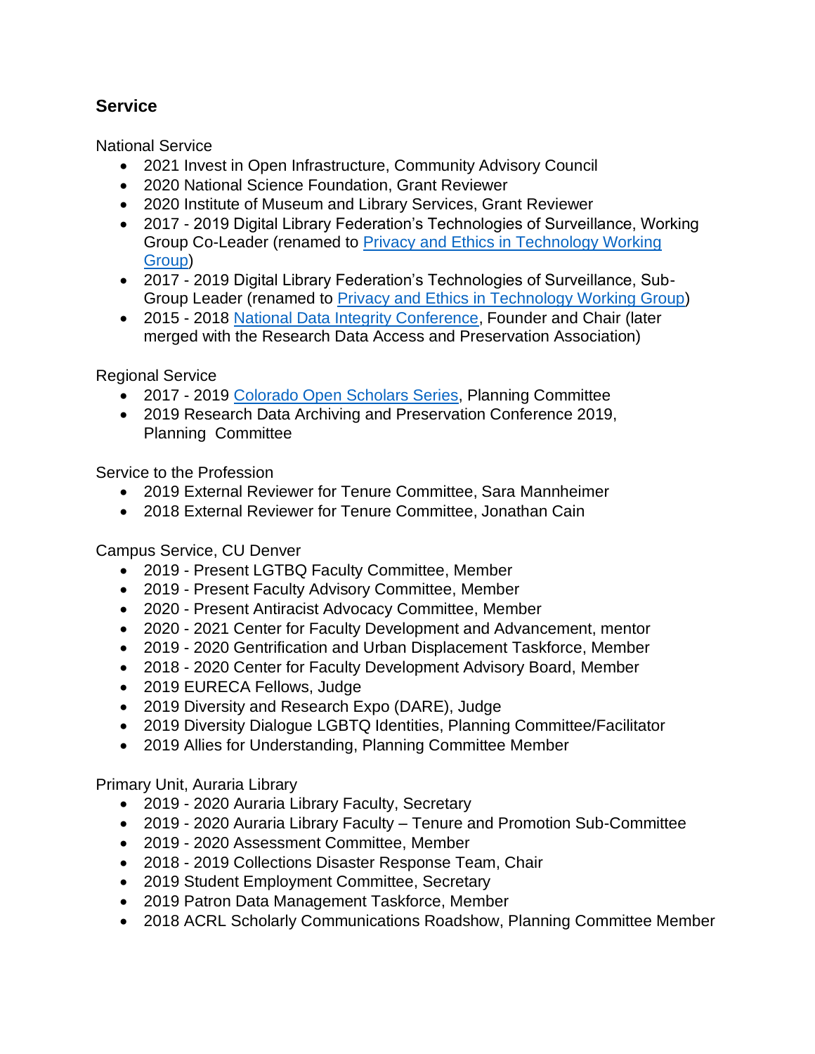## Service

National Service

- 2021 Invest in Open Infrastructure, Community Advisory Council
- 2020 National Science Foundation, Grant Reviewer
- 2020 Institute of Museum and Library Services, Grant Reviewer
- 2017 - 2019 Digital Library Federation's Technologies of Surveillance, Working Group Co-Leader (renamed to [Privacy and Ethics in Technology Working Group](#))
- 2017 - 2019 Digital Library Federation's Technologies of Surveillance, Sub-Group Leader (renamed to [Privacy and Ethics in Technology Working Group](#))
- 2015 - 2018 [National Data Integrity Conference](#), Founder and Chair (later merged with the Research Data Access and Preservation Association)

Regional Service

- 2017 - 2019 [Colorado Open Scholars Series](#), Planning Committee
- 2019 Research Data Archiving and Preservation Conference 2019, Planning Committee

Service to the Profession

- 2019 External Reviewer for Tenure Committee, Sara Mannheimer
- 2018 External Reviewer for Tenure Committee, Jonathan Cain

Campus Service, CU Denver

- 2019 - Present LGTBQ Faculty Committee, Member
- 2019 - Present Faculty Advisory Committee, Member
- 2020 - Present Antiracist Advocacy Committee, Member
- 2020 - 2021 Center for Faculty Development and Advancement, mentor
- 2019 - 2020 Gentrification and Urban Displacement Taskforce, Member
- 2018 - 2020 Center for Faculty Development Advisory Board, Member
- 2019 EURECA Fellows, Judge
- 2019 Diversity and Research Expo (DARE), Judge
- 2019 Diversity Dialogue LGBTQ Identities, Planning Committee/Facilitator
- 2019 Allies for Understanding, Planning Committee Member

Primary Unit, Auraria Library

- 2019 - 2020 Auraria Library Faculty, Secretary
- 2019 - 2020 Auraria Library Faculty – Tenure and Promotion Sub-Committee
- 2019 - 2020 Assessment Committee, Member
- 2018 - 2019 Collections Disaster Response Team, Chair
- 2019 Student Employment Committee, Secretary
- 2019 Patron Data Management Taskforce, Member
- 2018 ACRL Scholarly Communications Roadshow, Planning Committee Member